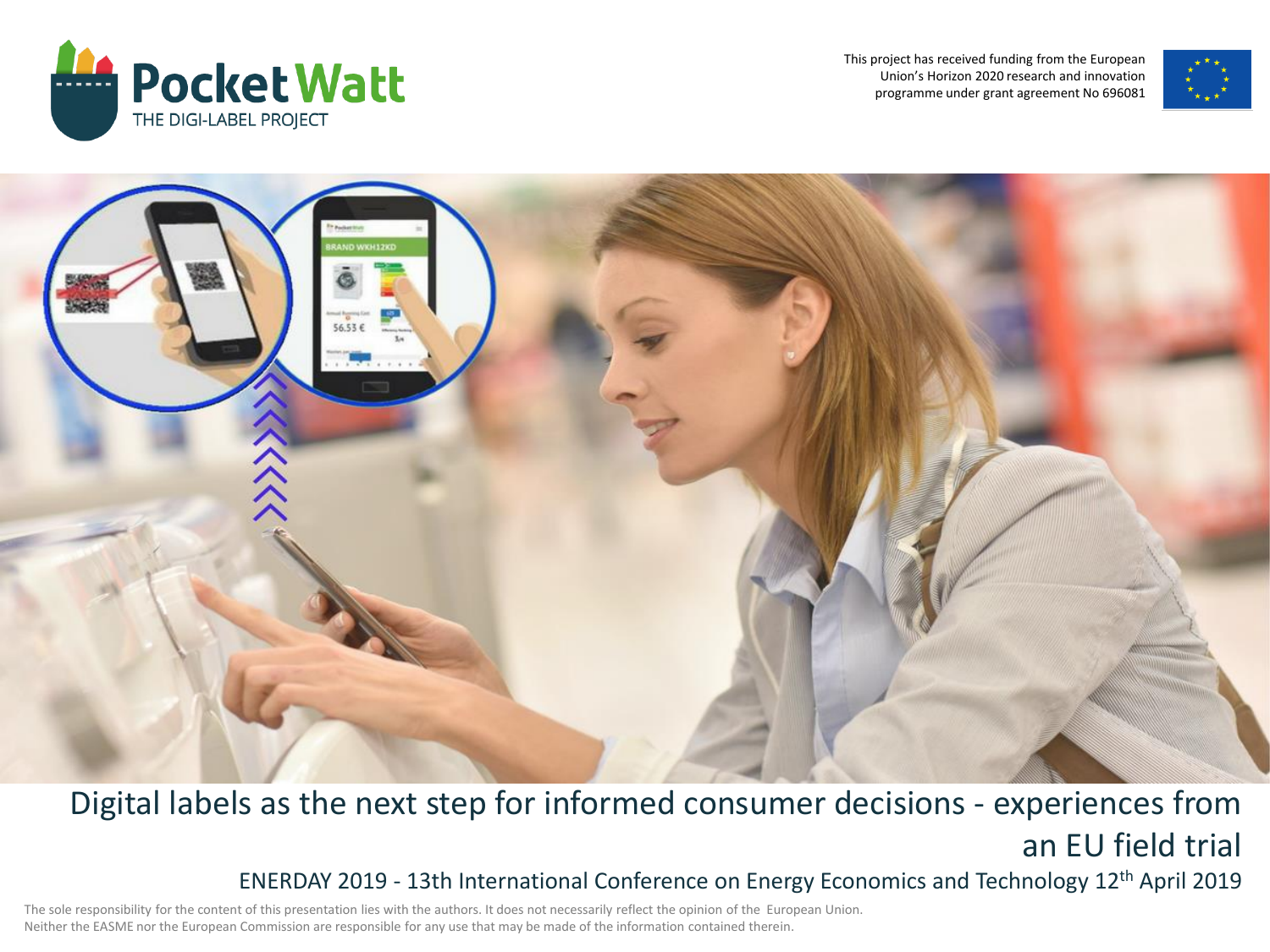# Digital labels as the next step for informed consumer decisions - experiences from an EU field trial

ENERDAY 2019 - 13th International Conference on Energy Economics and Technology 12th April 2019

This project has received funding from the European Union's Horizon 2020 research and innovation programme under grant agreement No 696081

The sole responsibility for the content of this presentation lies with the authors. It does not necessarily reflect the opinion of the European Union. Neither the EASME nor the European Commission are responsible for any use that may be made of the information contained therein.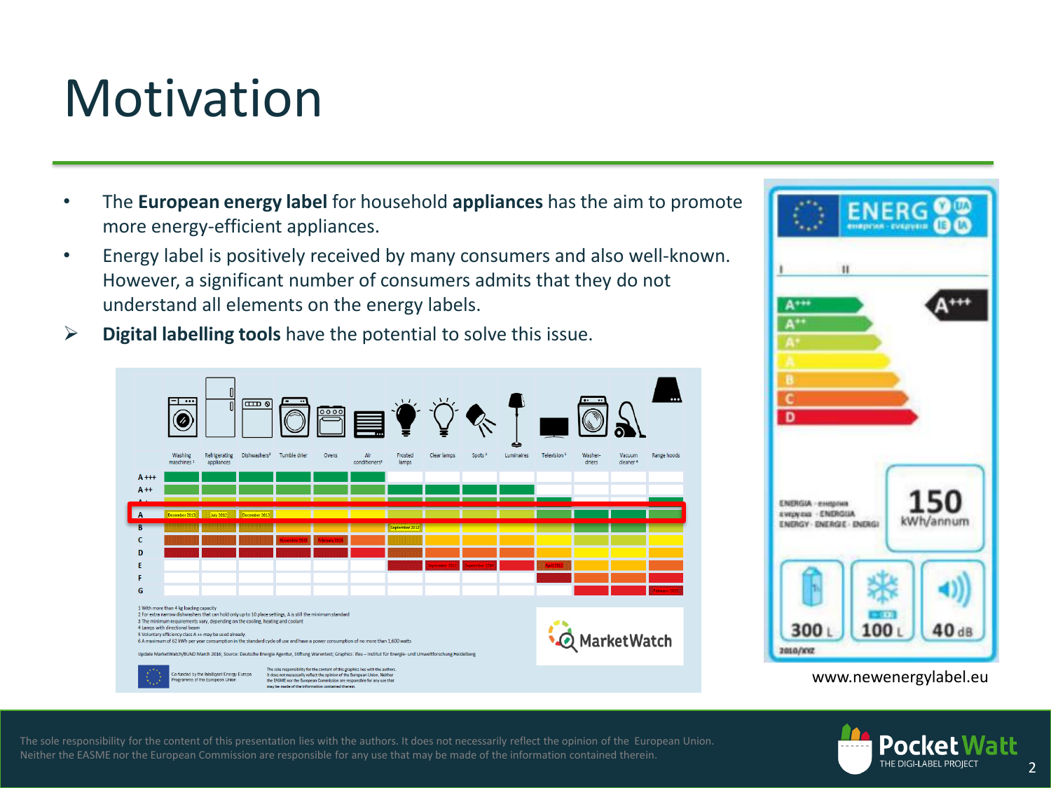# Motivation

- The **European energy label** for household **appliances** has the aim to promote more energy-efficient appliances.
- Energy label is positively received by many consumers and also well-known. However, a significant number of consumers admits that they do not understand all elements on the energy labels.
- ➢ **Digital labelling tools** have the potential to solve this issue.

www.newenergylabel.eu

The sole responsibility for the content of this presentation lies with the authors. It does not necessarily reflect the opinion of the European Union. Neither the EASME nor the European Commission are responsible for any use that may be made of the information contained therein.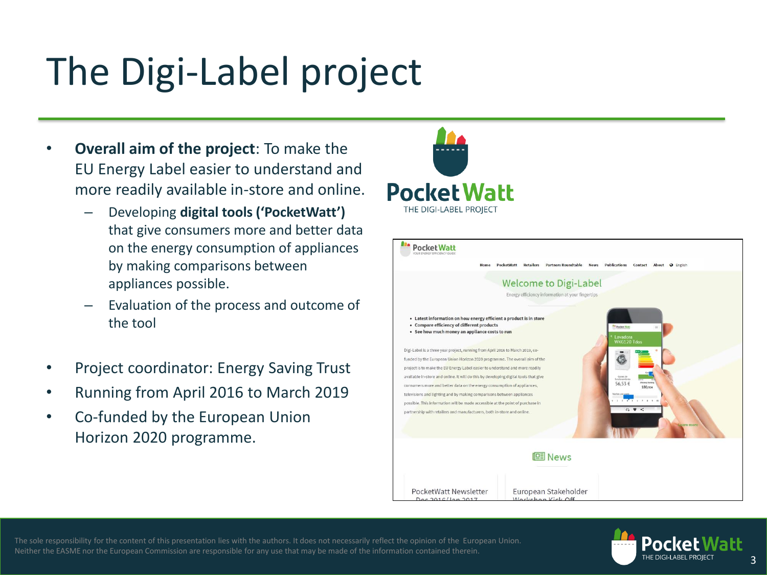# The Digi-Label project

- **Overall aim of the project**: To make the EU Energy Label easier to understand and more readily available in-store and online.
  - Developing **digital tools ('PocketWatt')** that give consumers more and better data on the energy consumption of appliances by making comparisons between appliances possible.
  - Evaluation of the process and outcome of the tool

- Project coordinator: Energy Saving Trust
- Running from April 2016 to March 2019
- Co-funded by the European Union Horizon 2020 programme.

PocketWatt
THE DIGI-LABEL PROJECT

The sole responsibility for the content of this presentation lies with the authors. It does not necessarily reflect the opinion of the European Union. Neither the EASME nor the European Commission are responsible for any use that may be made of the information contained therein.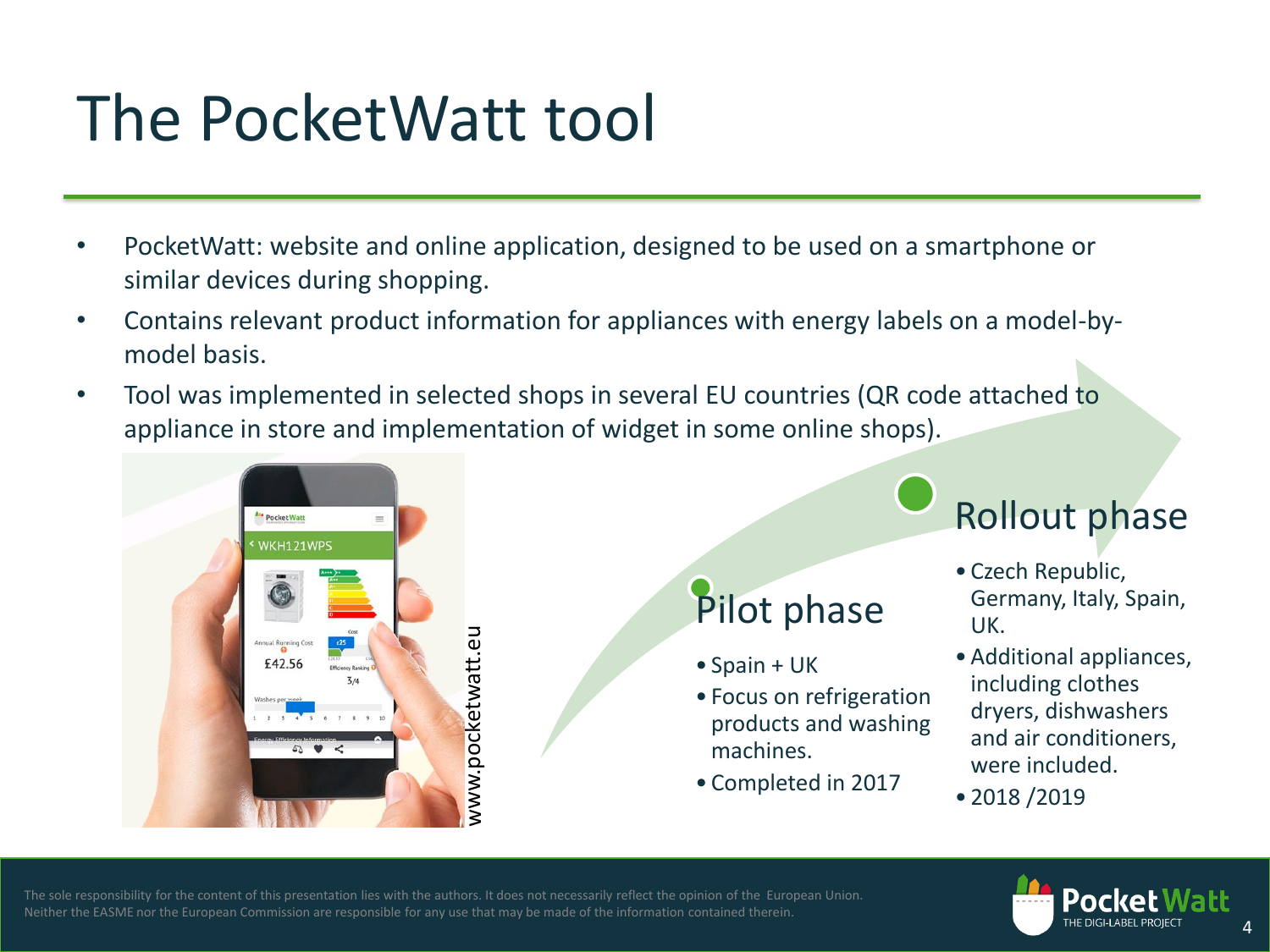# The PocketWatt tool

- PocketWatt: website and online application, designed to be used on a smartphone or similar devices during shopping.
- Contains relevant product information for appliances with energy labels on a model-by-model basis.
- Tool was implemented in selected shops in several EU countries (QR code attached to appliance in store and implementation of widget in some online shops).

www.pocketwatt.eu

## Pilot phase

- Spain + UK
- Focus on refrigeration products and washing machines.
- Completed in 2017

## Rollout phase

- Czech Republic, Germany, Italy, Spain, UK.
- Additional appliances, including clothes dryers, dishwashers and air conditioners, were included.
- 2018 /2019

The sole responsibility for the content of this presentation lies with the authors. It does not necessarily reflect the opinion of the European Union. Neither the EASME nor the European Commission are responsible for any use that may be made of the information contained therein.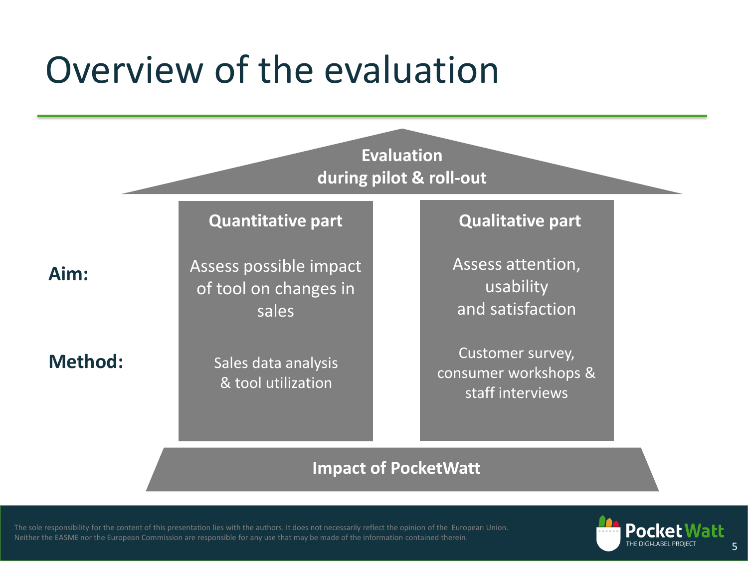# Overview of the evaluation

**Evaluation during pilot & roll-out**

| | **Quantitative part** | **Qualitative part** |
|---|---|---|
| **Aim:** | Assess possible impact of tool on changes in sales | Assess attention, usability and satisfaction |
| **Method:** | Sales data analysis & tool utilization | Customer survey, consumer workshops & staff interviews |

**Impact of PocketWatt**

The sole responsibility for the content of this presentation lies with the authors. It does not necessarily reflect the opinion of the European Union. Neither the EASME nor the European Commission are responsible for any use that may be made of the information contained therein.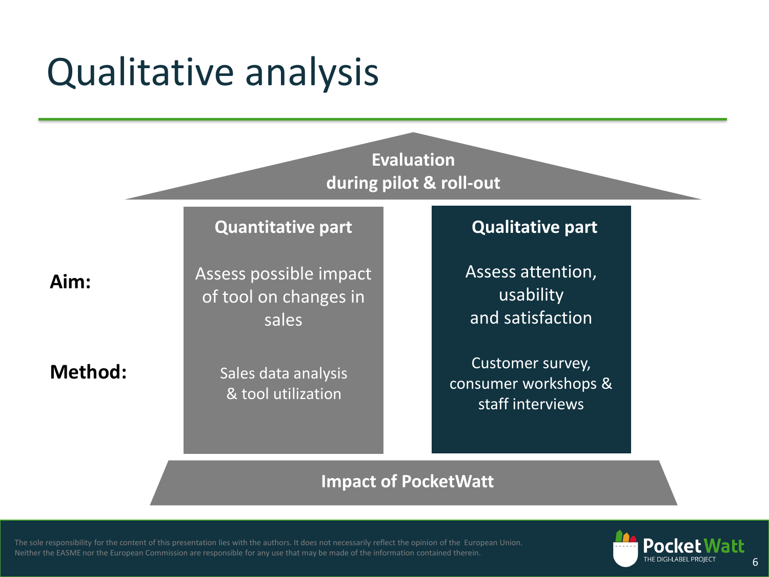# Qualitative analysis

**Evaluation during pilot & roll-out**

| | Quantitative part | Qualitative part |
|---|---|---|
| **Aim:** | Assess possible impact of tool on changes in sales | Assess attention, usability and satisfaction |
| **Method:** | Sales data analysis & tool utilization | Customer survey, consumer workshops & staff interviews |

**Impact of PocketWatt**

The sole responsibility for the content of this presentation lies with the authors. It does not necessarily reflect the opinion of the European Union. Neither the EASME nor the European Commission are responsible for any use that may be made of the information contained therein.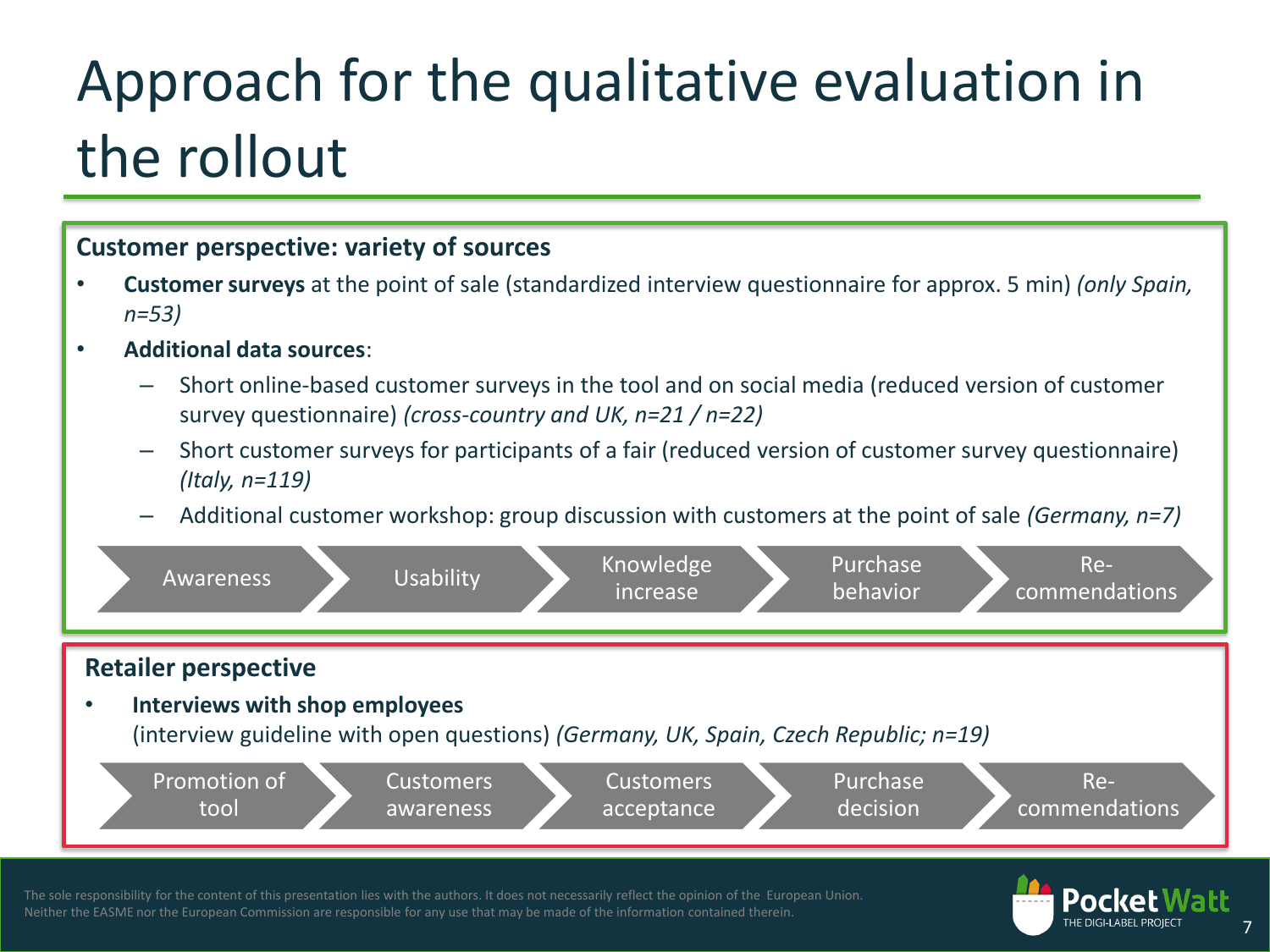# Approach for the qualitative evaluation in the rollout

## Customer perspective: variety of sources

- **Customer surveys** at the point of sale (standardized interview questionnaire for approx. 5 min) *(only Spain, n=53)*
- **Additional data sources**:
  - Short online-based customer surveys in the tool and on social media (reduced version of customer survey questionnaire) *(cross-country and UK, n=21 / n=22)*
  - Short customer surveys for participants of a fair (reduced version of customer survey questionnaire) *(Italy, n=119)*
  - Additional customer workshop: group discussion with customers at the point of sale *(Germany, n=7)*

Awareness → Usability → Knowledge increase → Purchase behavior → Re-commendations

## Retailer perspective

- **Interviews with shop employees**
  (interview guideline with open questions) *(Germany, UK, Spain, Czech Republic; n=19)*

Promotion of tool → Customers awareness → Customers acceptance → Purchase decision → Re-commendations

The sole responsibility for the content of this presentation lies with the authors. It does not necessarily reflect the opinion of the European Union. Neither the EASME nor the European Commission are responsible for any use that may be made of the information contained therein.

PocketWatt THE DIGI-LABEL PROJECT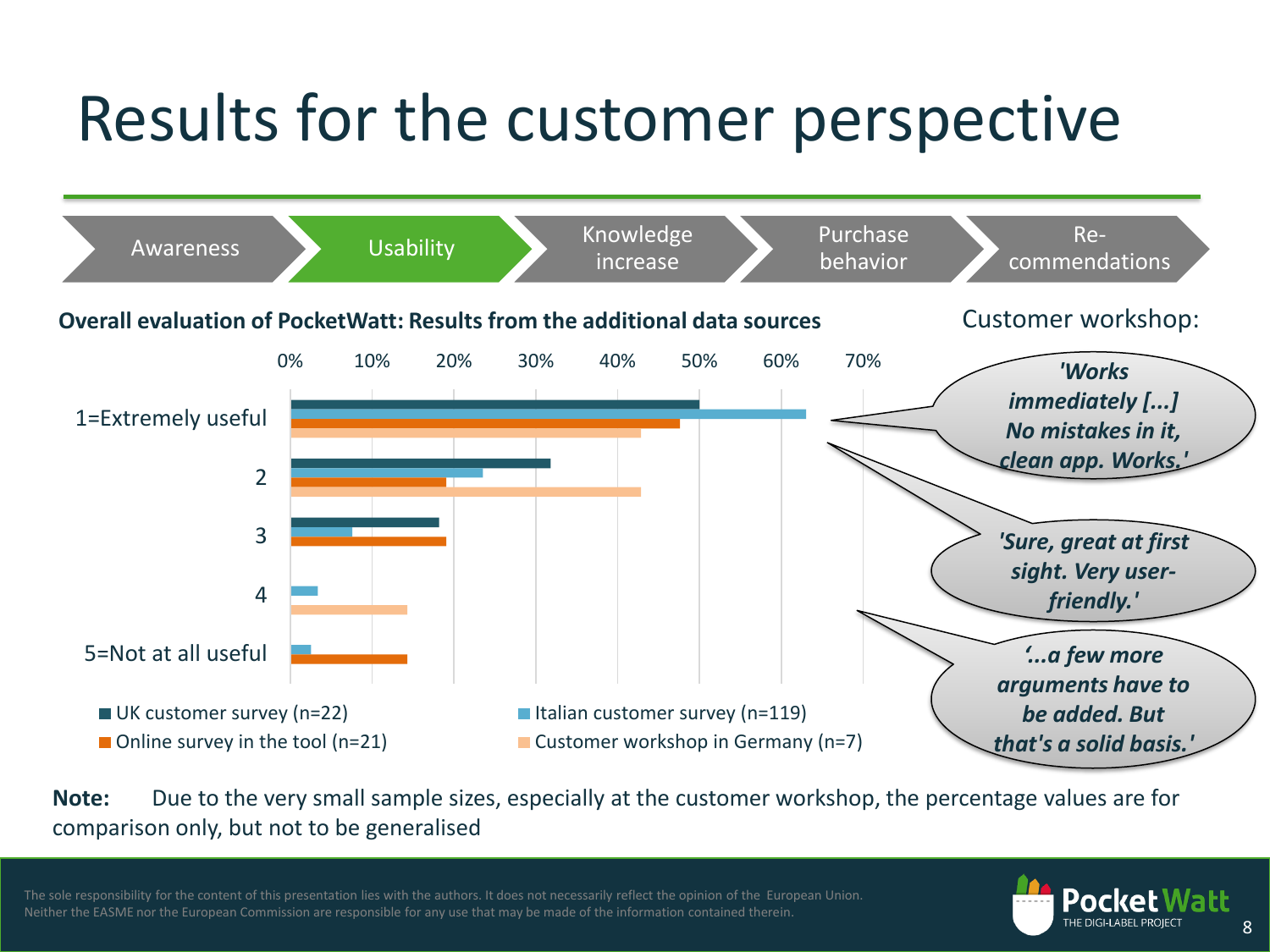# Results for the customer perspective

Awareness | **Usability** | Knowledge increase | Purchase behavior | Re-commendations

**Overall evaluation of PocketWatt: Results from the additional data sources**

| | UK customer survey (n=22) | Italian customer survey (n=119) | Online survey in the tool (n=21) | Customer workshop in Germany (n=7) |
|---|---|---|---|---|
| 1=Extremely useful | ~50% | ~63% | ~48% | ~43% |
| 2 | ~32% | ~24% | ~19% | ~43% |
| 3 | ~18% | ~8% | ~19% | |
| 4 | | ~3% | | ~14% |
| 5=Not at all useful | | ~3% | ~14% | |

Customer workshop:

*'Works immediately [...] No mistakes in it, clean app. Works.'*

*'Sure, great at first sight. Very user-friendly.'*

*'...a few more arguments have to be added. But that's a solid basis.'*

**Note:** Due to the very small sample sizes, especially at the customer workshop, the percentage values are for comparison only, but not to be generalised

The sole responsibility for the content of this presentation lies with the authors. It does not necessarily reflect the opinion of the European Union. Neither the EASME nor the European Commission are responsible for any use that may be made of the information contained therein.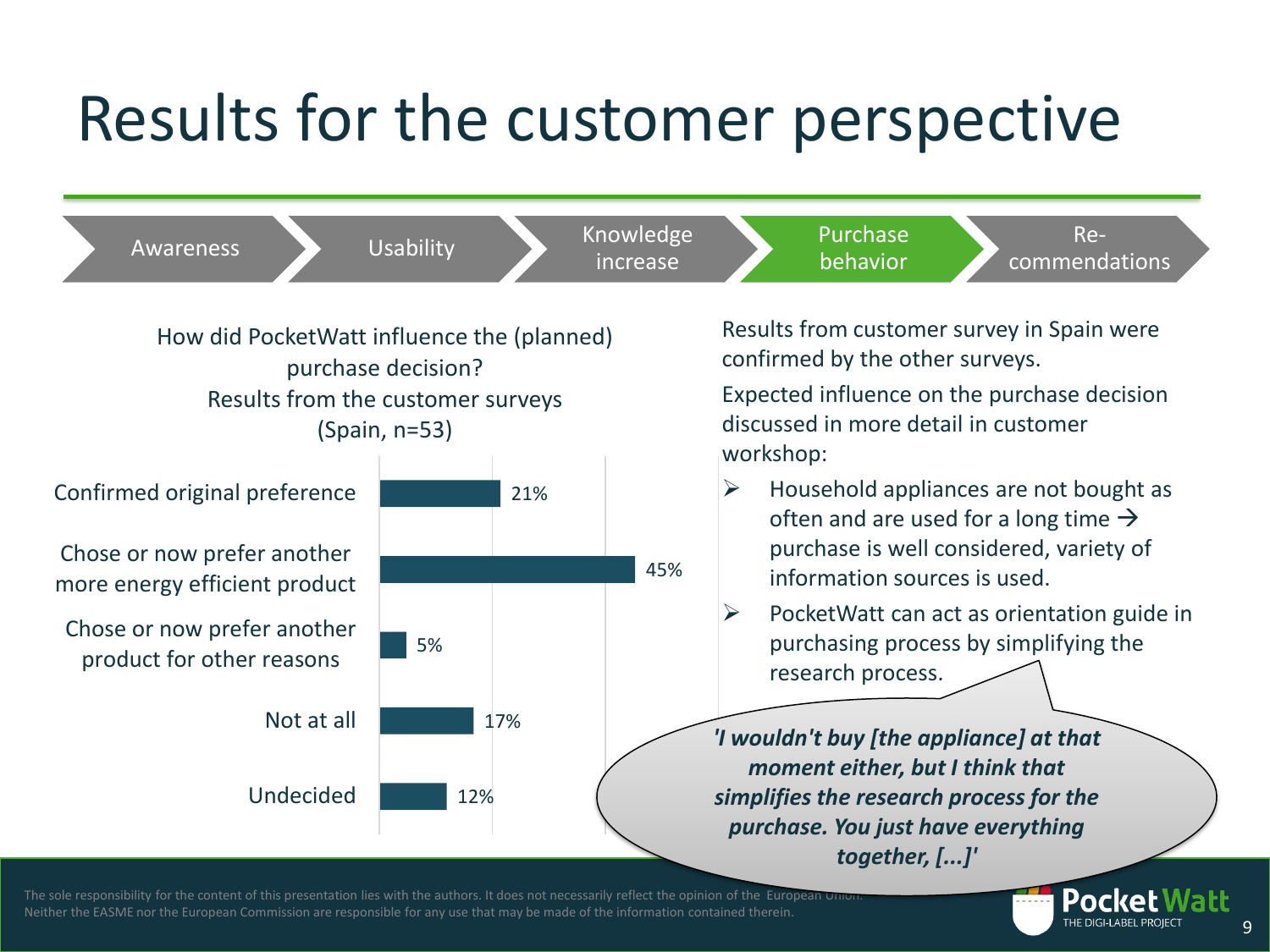# Results for the customer perspective

Awareness → Usability → Knowledge increase → **Purchase behavior** → Re-commendations

How did PocketWatt influence the (planned) purchase decision?
Results from the customer surveys
(Spain, n=53)

| Response | Share |
| --- | --- |
| Confirmed original preference | 21% |
| Chose or now prefer another more energy efficient product | 45% |
| Chose or now prefer another product for other reasons | 5% |
| Not at all | 17% |
| Undecided | 12% |

Results from customer survey in Spain were confirmed by the other surveys.

Expected influence on the purchase decision discussed in more detail in customer workshop:

- Household appliances are not bought as often and are used for a long time → purchase is well considered, variety of information sources is used.
- PocketWatt can act as orientation guide in purchasing process by simplifying the research process.

***'I wouldn't buy [the appliance] at that moment either, but I think that simplifies the research process for the purchase. You just have everything together, [...]'***

The sole responsibility for the content of this presentation lies with the authors. It does not necessarily reflect the opinion of the European Union. Neither the EASME nor the European Commission are responsible for any use that may be made of the information contained therein.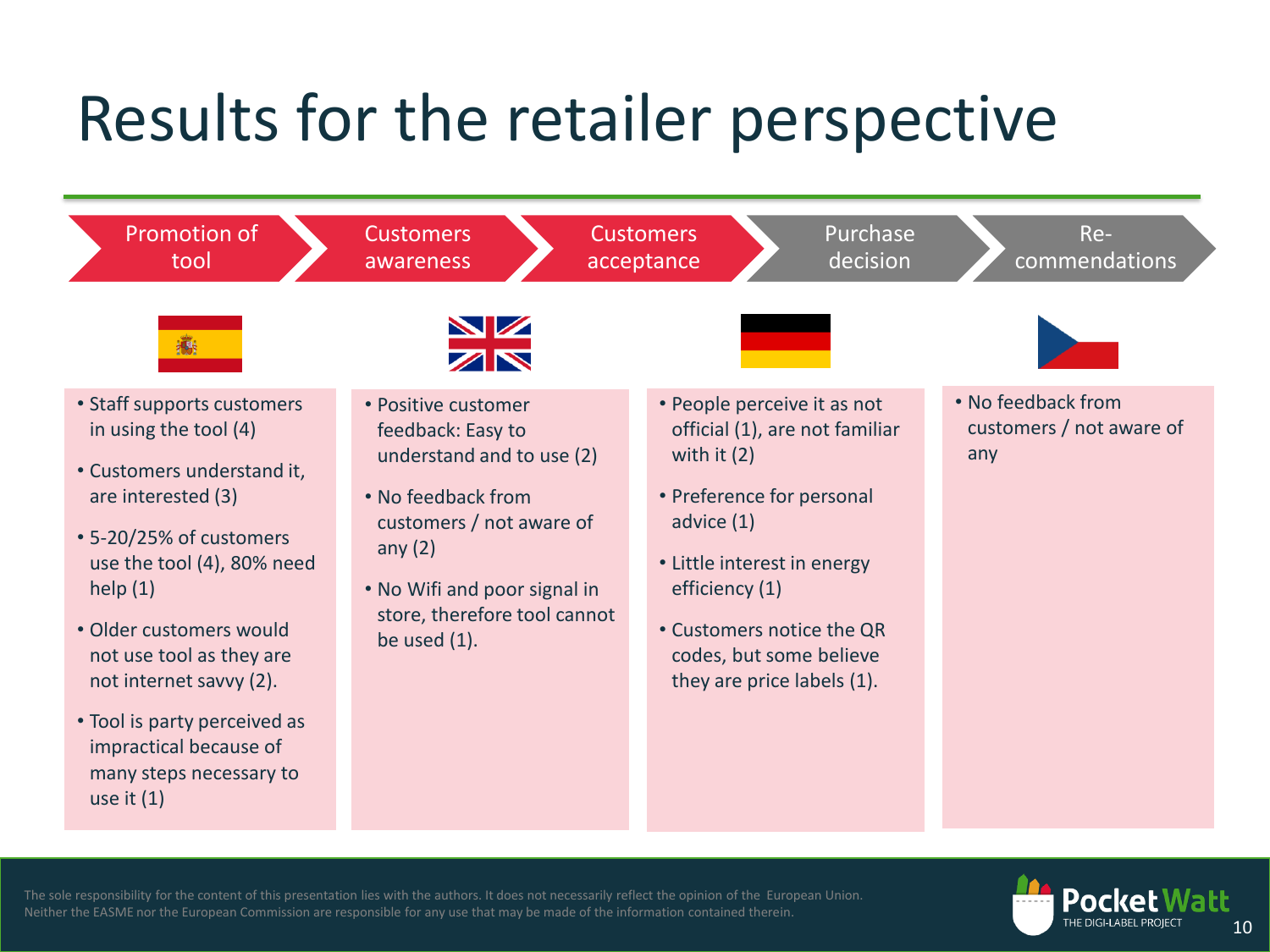# Results for the retailer perspective

Promotion of tool → Customers awareness → Customers acceptance → Purchase decision → Re-commendations

**Spain**

- Staff supports customers in using the tool (4)
- Customers understand it, are interested (3)
- 5-20/25% of customers use the tool (4), 80% need help (1)
- Older customers would not use tool as they are not internet savvy (2).
- Tool is party perceived as impractical because of many steps necessary to use it (1)

**United Kingdom**

- Positive customer feedback: Easy to understand and to use (2)
- No feedback from customers / not aware of any (2)
- No Wifi and poor signal in store, therefore tool cannot be used (1).

**Germany**

- People perceive it as not official (1), are not familiar with it (2)
- Preference for personal advice (1)
- Little interest in energy efficiency (1)
- Customers notice the QR codes, but some believe they are price labels (1).

**Czech Republic**

- No feedback from customers / not aware of any

The sole responsibility for the content of this presentation lies with the authors. It does not necessarily reflect the opinion of the European Union. Neither the EASME nor the European Commission are responsible for any use that may be made of the information contained therein.

PocketWatt THE DIGI-LABEL PROJECT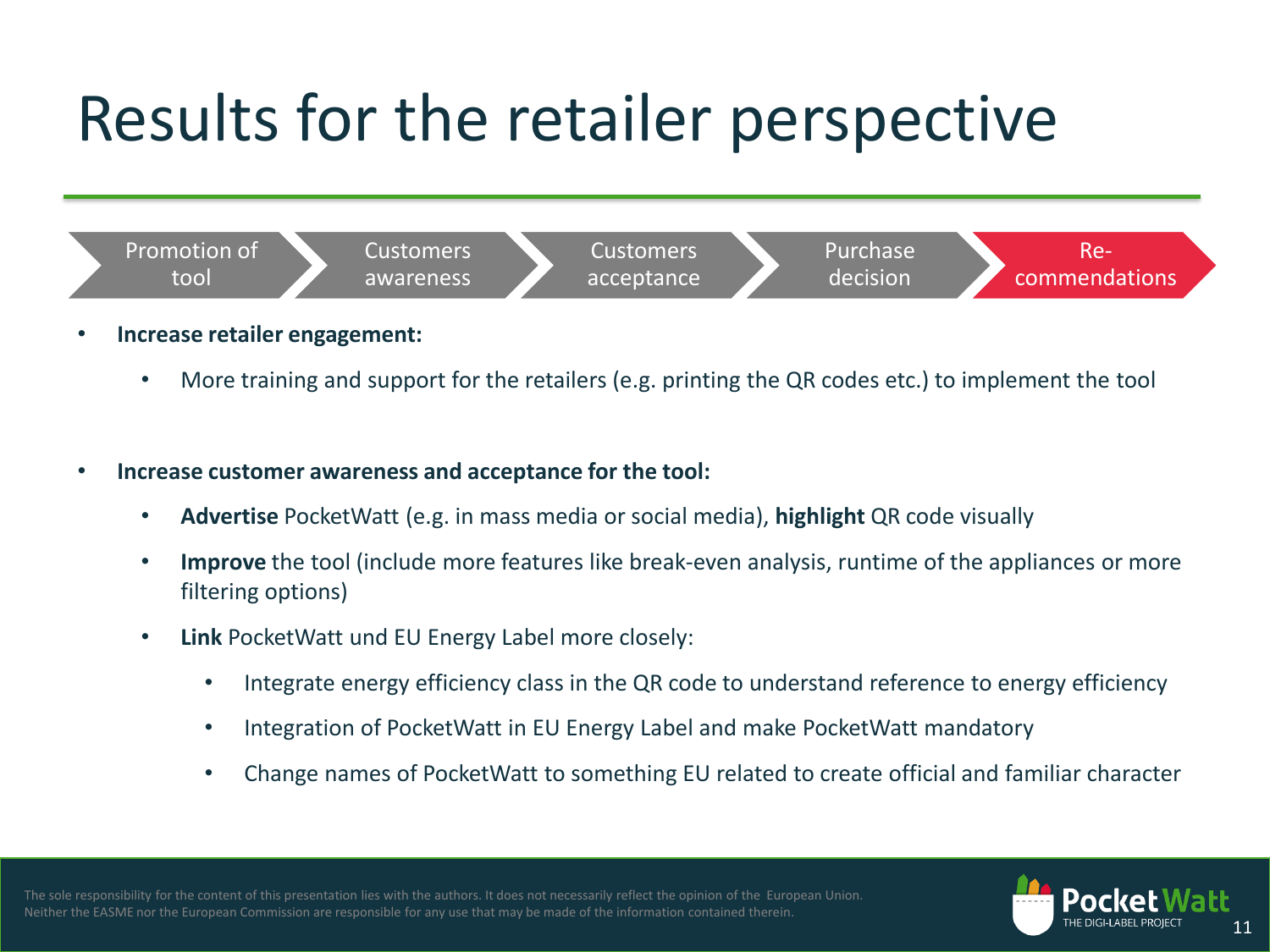# Results for the retailer perspective

Promotion of tool → Customers awareness → Customers acceptance → Purchase decision → **Re-commendations**

- **Increase retailer engagement:**
  - More training and support for the retailers (e.g. printing the QR codes etc.) to implement the tool

- **Increase customer awareness and acceptance for the tool:**
  - **Advertise** PocketWatt (e.g. in mass media or social media), **highlight** QR code visually
  - **Improve** the tool (include more features like break-even analysis, runtime of the appliances or more filtering options)
  - **Link** PocketWatt und EU Energy Label more closely:
    - Integrate energy efficiency class in the QR code to understand reference to energy efficiency
    - Integration of PocketWatt in EU Energy Label and make PocketWatt mandatory
    - Change names of PocketWatt to something EU related to create official and familiar character

The sole responsibility for the content of this presentation lies with the authors. It does not necessarily reflect the opinion of the European Union. Neither the EASME nor the European Commission are responsible for any use that may be made of the information contained therein.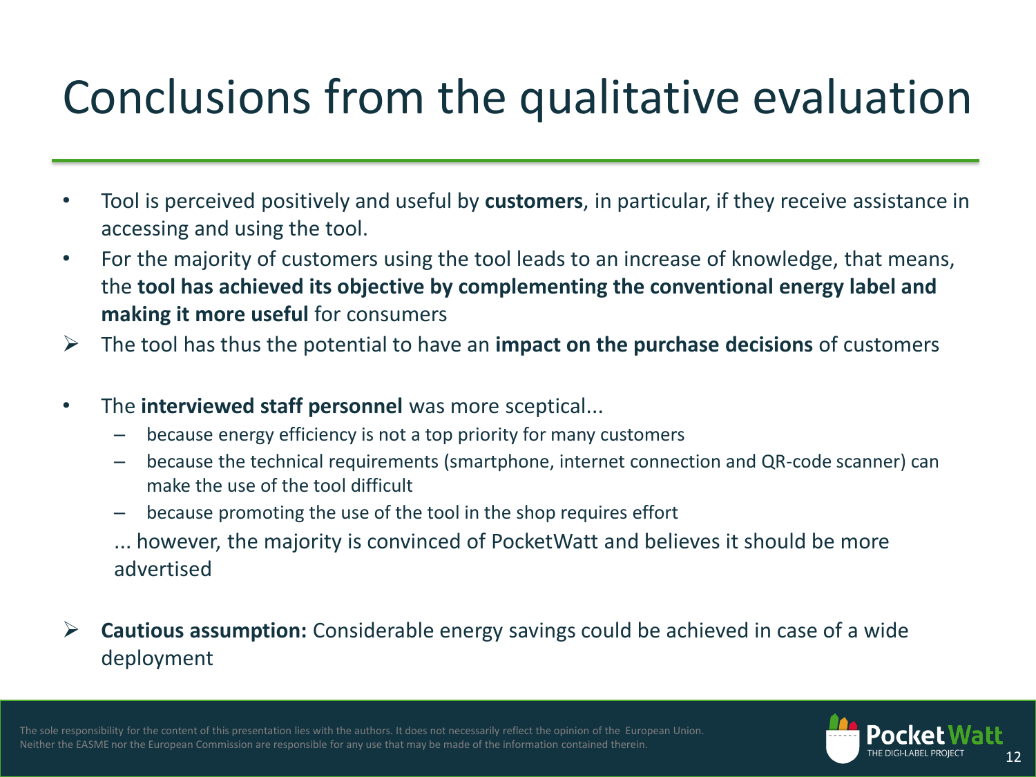# Conclusions from the qualitative evaluation

- Tool is perceived positively and useful by **customers**, in particular, if they receive assistance in accessing and using the tool.
- For the majority of customers using the tool leads to an increase of knowledge, that means, the **tool has achieved its objective by complementing the conventional energy label and making it more useful** for consumers

➢ The tool has thus the potential to have an **impact on the purchase decisions** of customers

- The **interviewed staff personnel** was more sceptical...
  - because energy efficiency is not a top priority for many customers
  - because the technical requirements (smartphone, internet connection and QR-code scanner) can make the use of the tool difficult
  - because promoting the use of the tool in the shop requires effort

  ... however, the majority is convinced of PocketWatt and believes it should be more advertised

➢ **Cautious assumption:** Considerable energy savings could be achieved in case of a wide deployment

The sole responsibility for the content of this presentation lies with the authors. It does not necessarily reflect the opinion of the European Union. Neither the EASME nor the European Commission are responsible for any use that may be made of the information contained therein.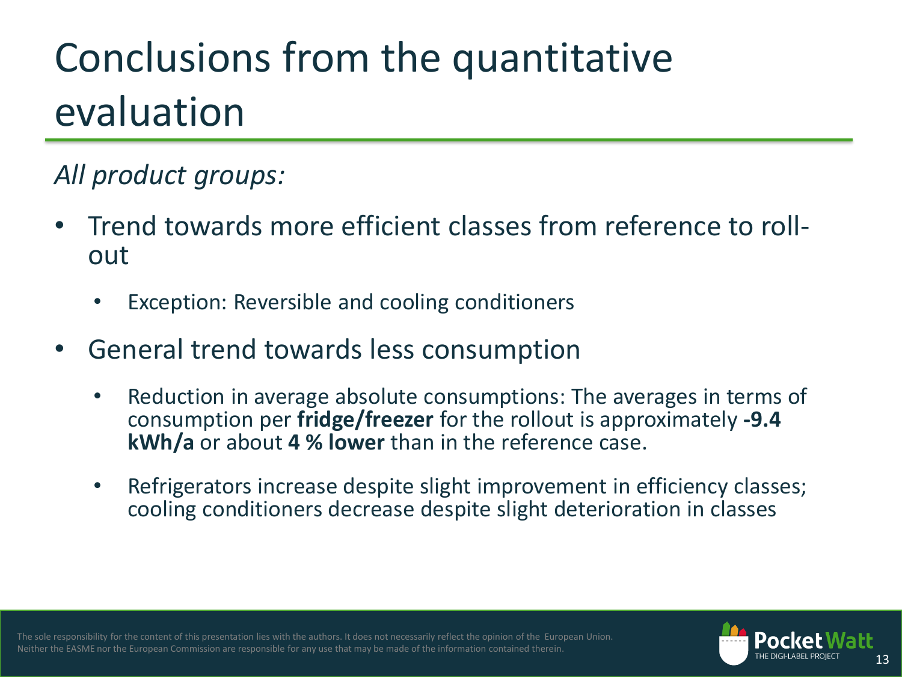# Conclusions from the quantitative evaluation

*All product groups:*

- Trend towards more efficient classes from reference to roll-out
  - Exception: Reversible and cooling conditioners
- General trend towards less consumption
  - Reduction in average absolute consumptions: The averages in terms of consumption per **fridge/freezer** for the rollout is approximately **-9.4 kWh/a** or about **4 % lower** than in the reference case.
  - Refrigerators increase despite slight improvement in efficiency classes; cooling conditioners decrease despite slight deterioration in classes

The sole responsibility for the content of this presentation lies with the authors. It does not necessarily reflect the opinion of the European Union. Neither the EASME nor the European Commission are responsible for any use that may be made of the information contained therein.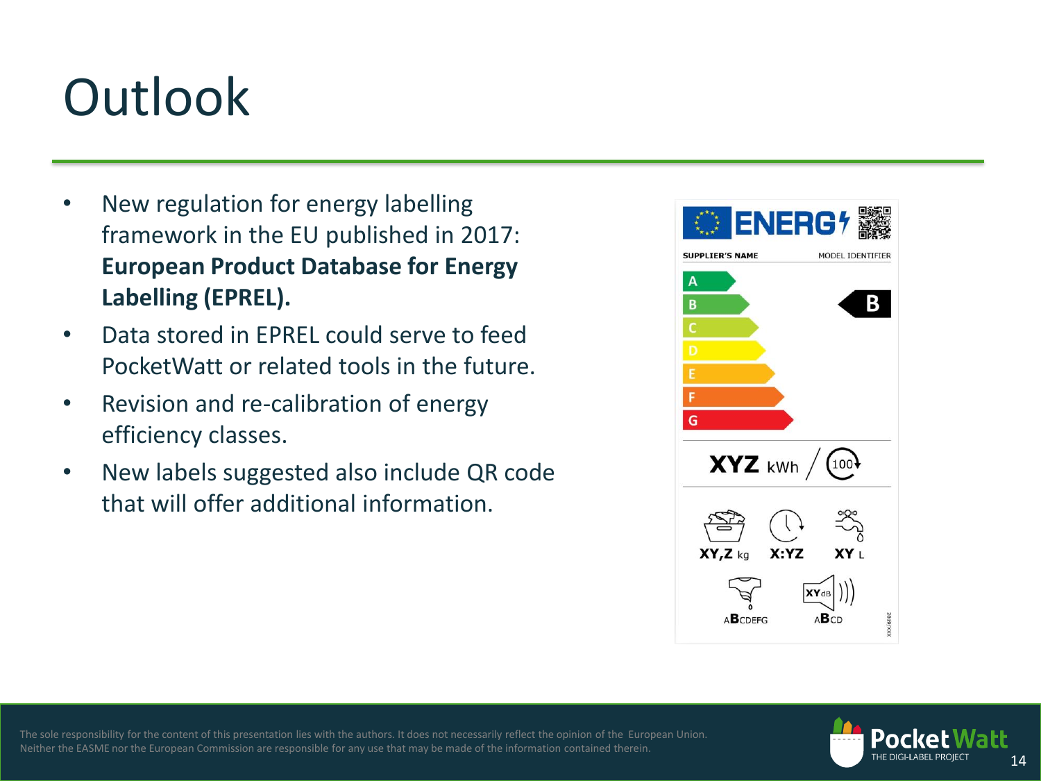# Outlook

- New regulation for energy labelling framework in the EU published in 2017: **European Product Database for Energy Labelling (EPREL).**
- Data stored in EPREL could serve to feed PocketWatt or related tools in the future.
- Revision and re-calibration of energy efficiency classes.
- New labels suggested also include QR code that will offer additional information.

The sole responsibility for the content of this presentation lies with the authors. It does not necessarily reflect the opinion of the European Union. Neither the EASME nor the European Commission are responsible for any use that may be made of the information contained therein.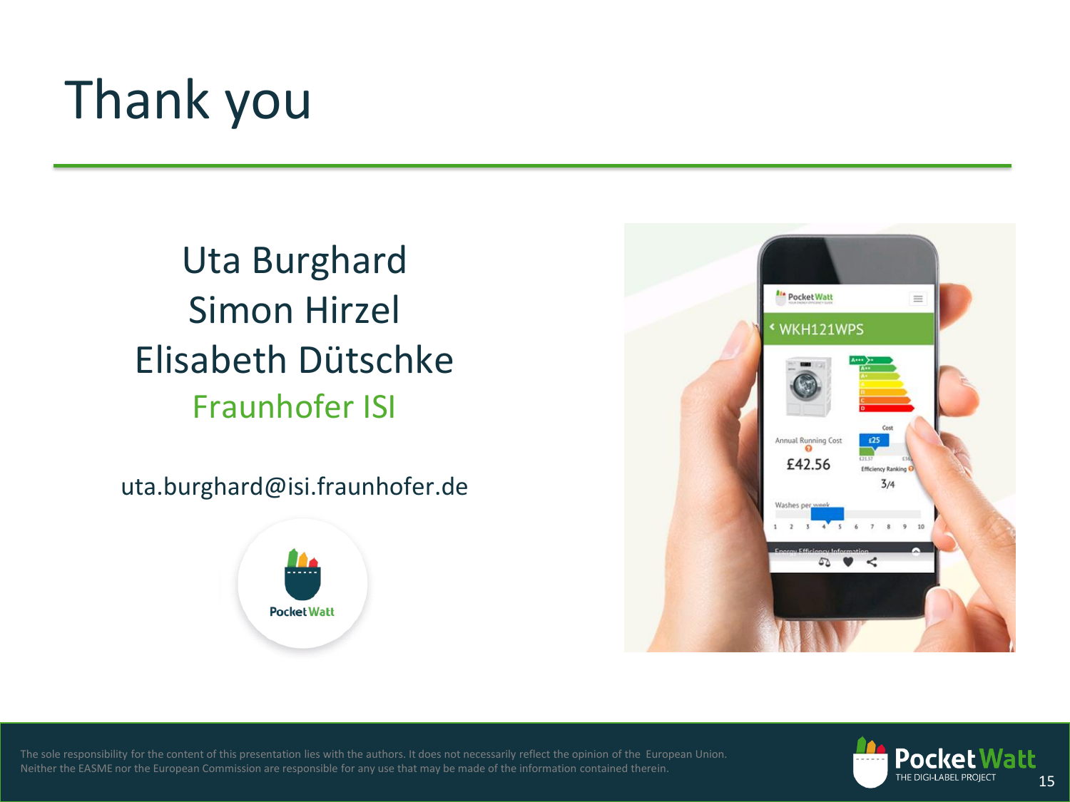# Thank you

Uta Burghard
Simon Hirzel
Elisabeth Dütschke
Fraunhofer ISI

uta.burghard@isi.fraunhofer.de

The sole responsibility for the content of this presentation lies with the authors. It does not necessarily reflect the opinion of the European Union. Neither the EASME nor the European Commission are responsible for any use that may be made of the information contained therein.